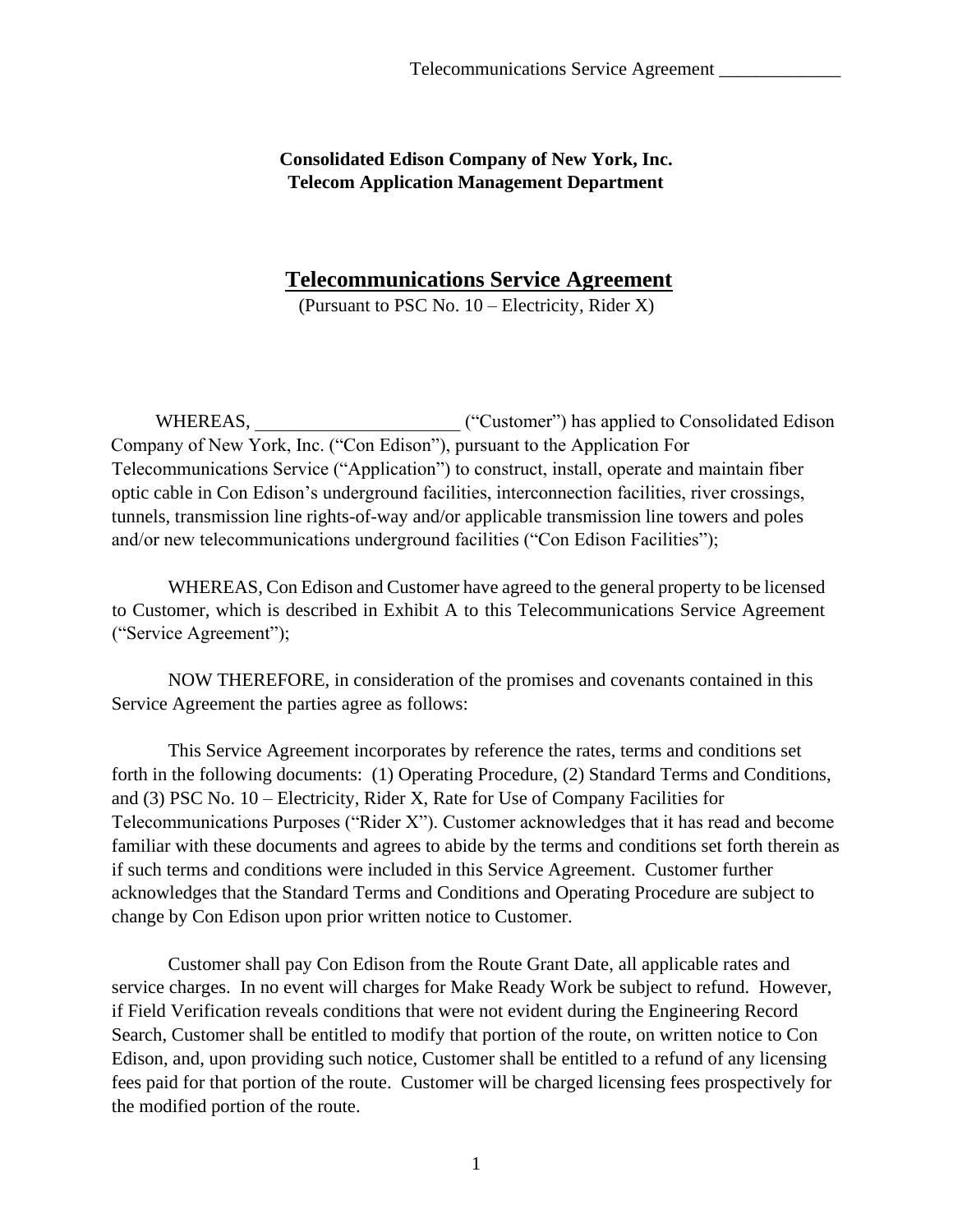**Consolidated Edison Company of New York, Inc.**
**Telecom Application Management Department**

# Telecommunications Service Agreement

(Pursuant to PSC No. 10 – Electricity, Rider X)

WHEREAS, ______________________ ("Customer") has applied to Consolidated Edison Company of New York, Inc. ("Con Edison"), pursuant to the Application For Telecommunications Service ("Application") to construct, install, operate and maintain fiber optic cable in Con Edison's underground facilities, interconnection facilities, river crossings, tunnels, transmission line rights-of-way and/or applicable transmission line towers and poles and/or new telecommunications underground facilities ("Con Edison Facilities");

WHEREAS, Con Edison and Customer have agreed to the general property to be licensed to Customer, which is described in Exhibit A to this Telecommunications Service Agreement ("Service Agreement");

NOW THEREFORE, in consideration of the promises and covenants contained in this Service Agreement the parties agree as follows:

This Service Agreement incorporates by reference the rates, terms and conditions set forth in the following documents: (1) Operating Procedure, (2) Standard Terms and Conditions, and (3) PSC No. 10 – Electricity, Rider X, Rate for Use of Company Facilities for Telecommunications Purposes ("Rider X"). Customer acknowledges that it has read and become familiar with these documents and agrees to abide by the terms and conditions set forth therein as if such terms and conditions were included in this Service Agreement. Customer further acknowledges that the Standard Terms and Conditions and Operating Procedure are subject to change by Con Edison upon prior written notice to Customer.

Customer shall pay Con Edison from the Route Grant Date, all applicable rates and service charges. In no event will charges for Make Ready Work be subject to refund. However, if Field Verification reveals conditions that were not evident during the Engineering Record Search, Customer shall be entitled to modify that portion of the route, on written notice to Con Edison, and, upon providing such notice, Customer shall be entitled to a refund of any licensing fees paid for that portion of the route. Customer will be charged licensing fees prospectively for the modified portion of the route.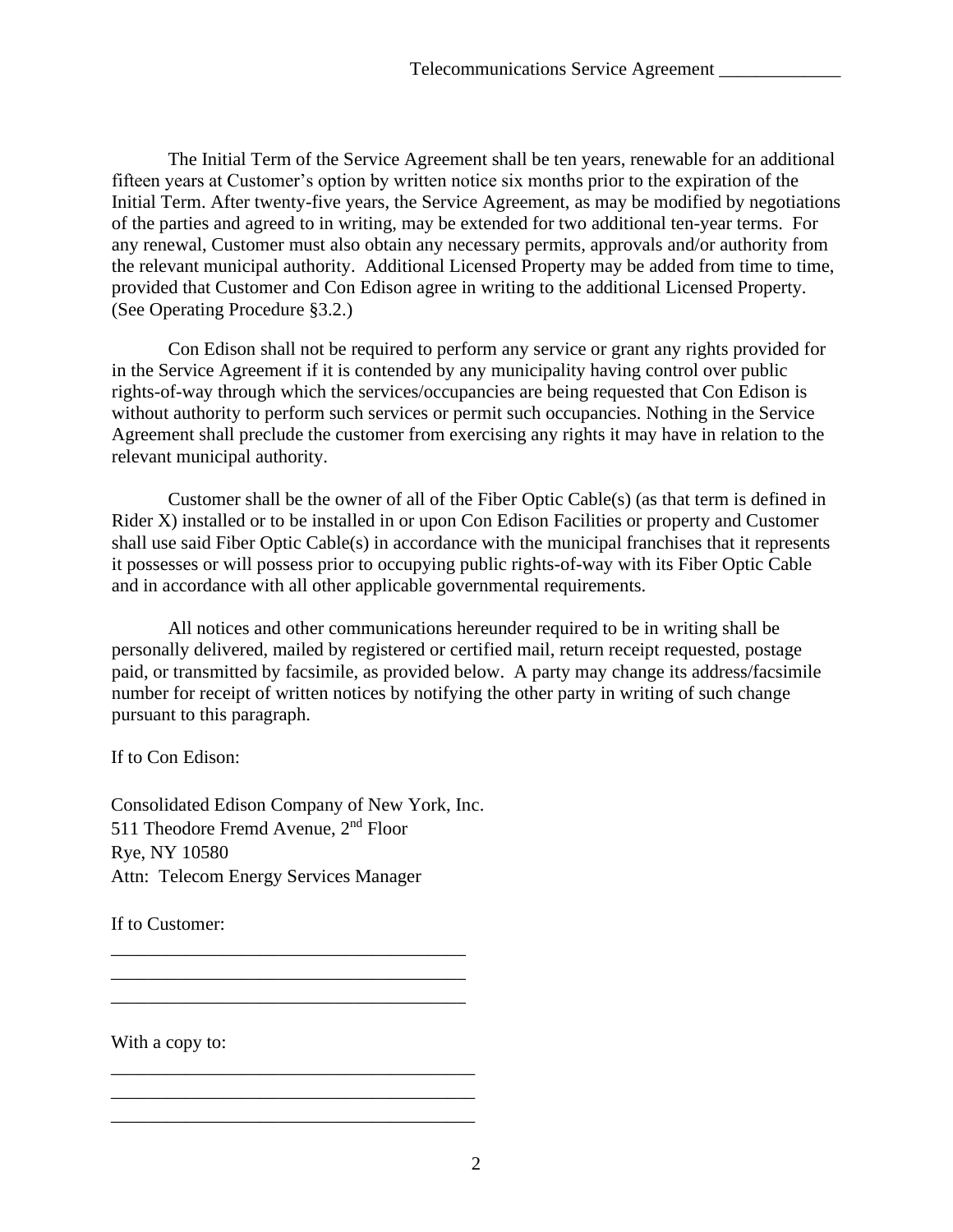The Initial Term of the Service Agreement shall be ten years, renewable for an additional fifteen years at Customer's option by written notice six months prior to the expiration of the Initial Term. After twenty-five years, the Service Agreement, as may be modified by negotiations of the parties and agreed to in writing, may be extended for two additional ten-year terms. For any renewal, Customer must also obtain any necessary permits, approvals and/or authority from the relevant municipal authority. Additional Licensed Property may be added from time to time, provided that Customer and Con Edison agree in writing to the additional Licensed Property. (See Operating Procedure §3.2.)

Con Edison shall not be required to perform any service or grant any rights provided for in the Service Agreement if it is contended by any municipality having control over public rights-of-way through which the services/occupancies are being requested that Con Edison is without authority to perform such services or permit such occupancies. Nothing in the Service Agreement shall preclude the customer from exercising any rights it may have in relation to the relevant municipal authority.

Customer shall be the owner of all of the Fiber Optic Cable(s) (as that term is defined in Rider X) installed or to be installed in or upon Con Edison Facilities or property and Customer shall use said Fiber Optic Cable(s) in accordance with the municipal franchises that it represents it possesses or will possess prior to occupying public rights-of-way with its Fiber Optic Cable and in accordance with all other applicable governmental requirements.

All notices and other communications hereunder required to be in writing shall be personally delivered, mailed by registered or certified mail, return receipt requested, postage paid, or transmitted by facsimile, as provided below. A party may change its address/facsimile number for receipt of written notices by notifying the other party in writing of such change pursuant to this paragraph.

If to Con Edison:

Consolidated Edison Company of New York, Inc.
511 Theodore Fremd Avenue, 2nd Floor
Rye, NY 10580
Attn: Telecom Energy Services Manager

If to Customer:

______________________________________
______________________________________
______________________________________

With a copy to:

______________________________________
______________________________________
______________________________________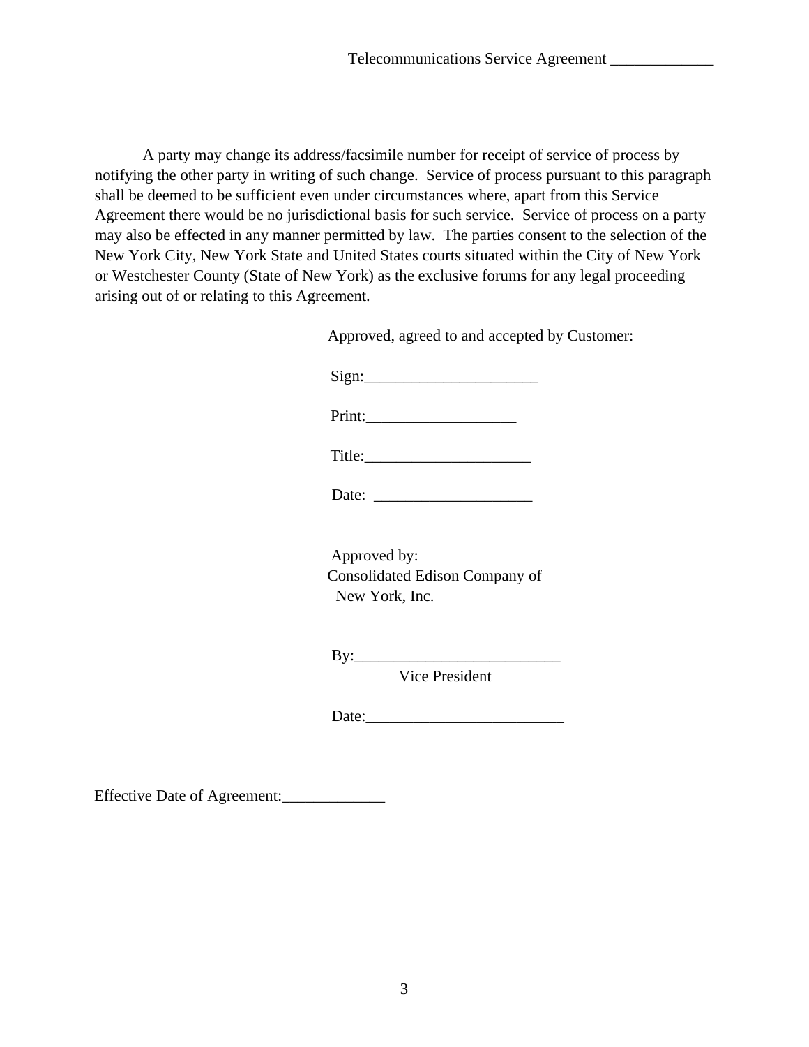A party may change its address/facsimile number for receipt of service of process by notifying the other party in writing of such change. Service of process pursuant to this paragraph shall be deemed to be sufficient even under circumstances where, apart from this Service Agreement there would be no jurisdictional basis for such service. Service of process on a party may also be effected in any manner permitted by law. The parties consent to the selection of the New York City, New York State and United States courts situated within the City of New York or Westchester County (State of New York) as the exclusive forums for any legal proceeding arising out of or relating to this Agreement.

Approved, agreed to and accepted by Customer:

Sign:______________________

Print:___________________

Title:_____________________

Date: ____________________

Approved by:
Consolidated Edison Company of
New York, Inc.

By:__________________________
Vice President

Date:_________________________

Effective Date of Agreement:_____________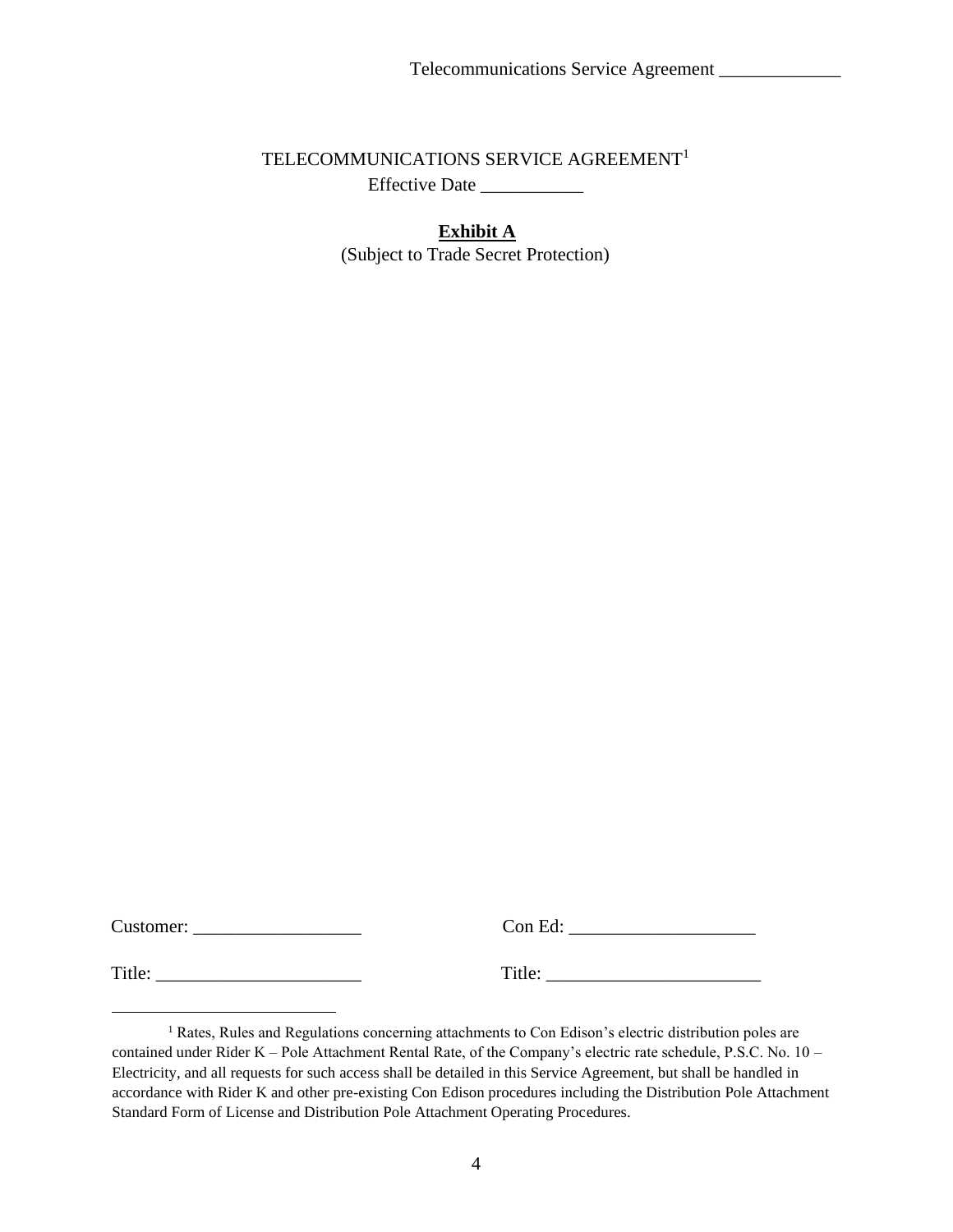TELECOMMUNICATIONS SERVICE AGREEMENT[1]

Effective Date ___________

**Exhibit A**

(Subject to Trade Secret Protection)

Customer: __________________ Con Ed: ____________________

Title: ______________________ Title: _______________________

[1] Rates, Rules and Regulations concerning attachments to Con Edison's electric distribution poles are contained under Rider K – Pole Attachment Rental Rate, of the Company's electric rate schedule, P.S.C. No. 10 – Electricity, and all requests for such access shall be detailed in this Service Agreement, but shall be handled in accordance with Rider K and other pre-existing Con Edison procedures including the Distribution Pole Attachment Standard Form of License and Distribution Pole Attachment Operating Procedures.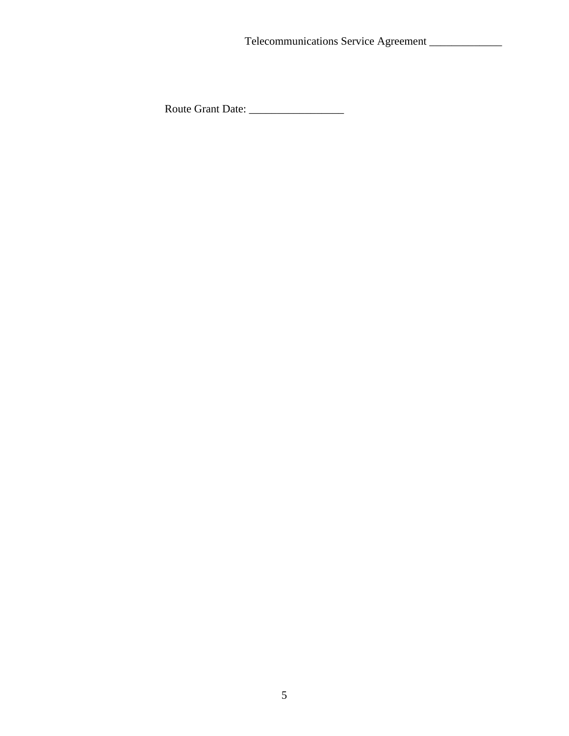Route Grant Date: _________________